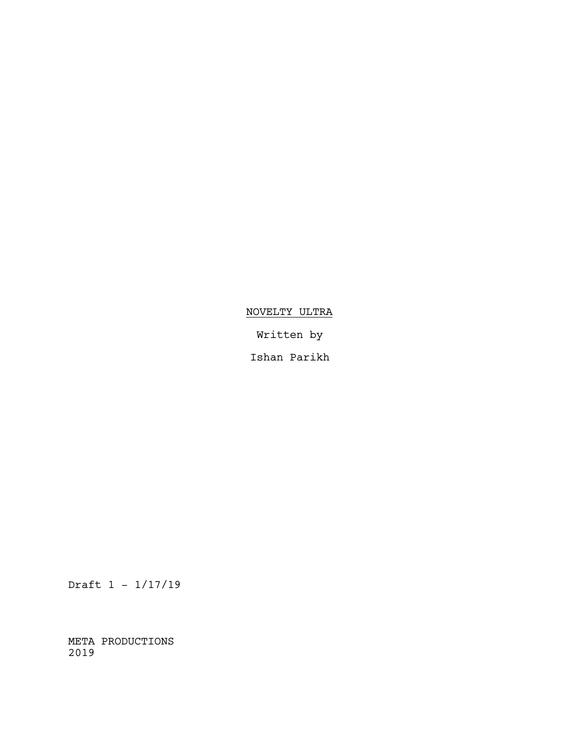<u>NOVELTY ULTRA</u>

Written by

Ishan Parikh

Draft 1 - 1/17/19

META PRODUCTIONS
2019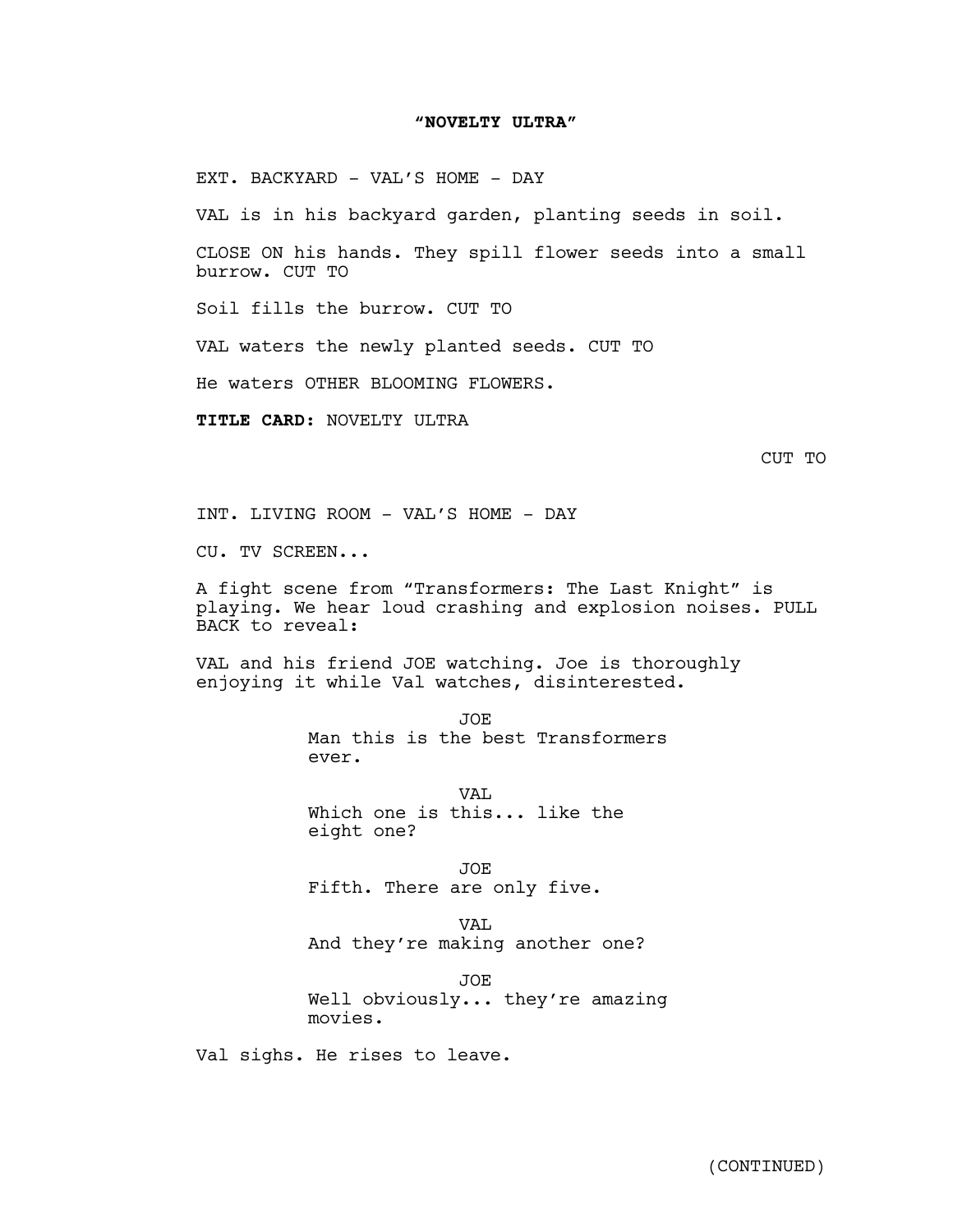**"NOVELTY ULTRA"**

EXT. BACKYARD - VAL'S HOME - DAY

VAL is in his backyard garden, planting seeds in soil.

CLOSE ON his hands. They spill flower seeds into a small burrow. CUT TO

Soil fills the burrow. CUT TO

VAL waters the newly planted seeds. CUT TO

He waters OTHER BLOOMING FLOWERS.

**TITLE CARD:** NOVELTY ULTRA

CUT TO

INT. LIVING ROOM - VAL'S HOME - DAY

CU. TV SCREEN...

A fight scene from "Transformers: The Last Knight" is playing. We hear loud crashing and explosion noises. PULL BACK to reveal:

VAL and his friend JOE watching. Joe is thoroughly enjoying it while Val watches, disinterested.

JOE
Man this is the best Transformers ever.

VAL
Which one is this... like the eight one?

JOE
Fifth. There are only five.

VAL
And they're making another one?

JOE
Well obviously... they're amazing movies.

Val sighs. He rises to leave.

(CONTINUED)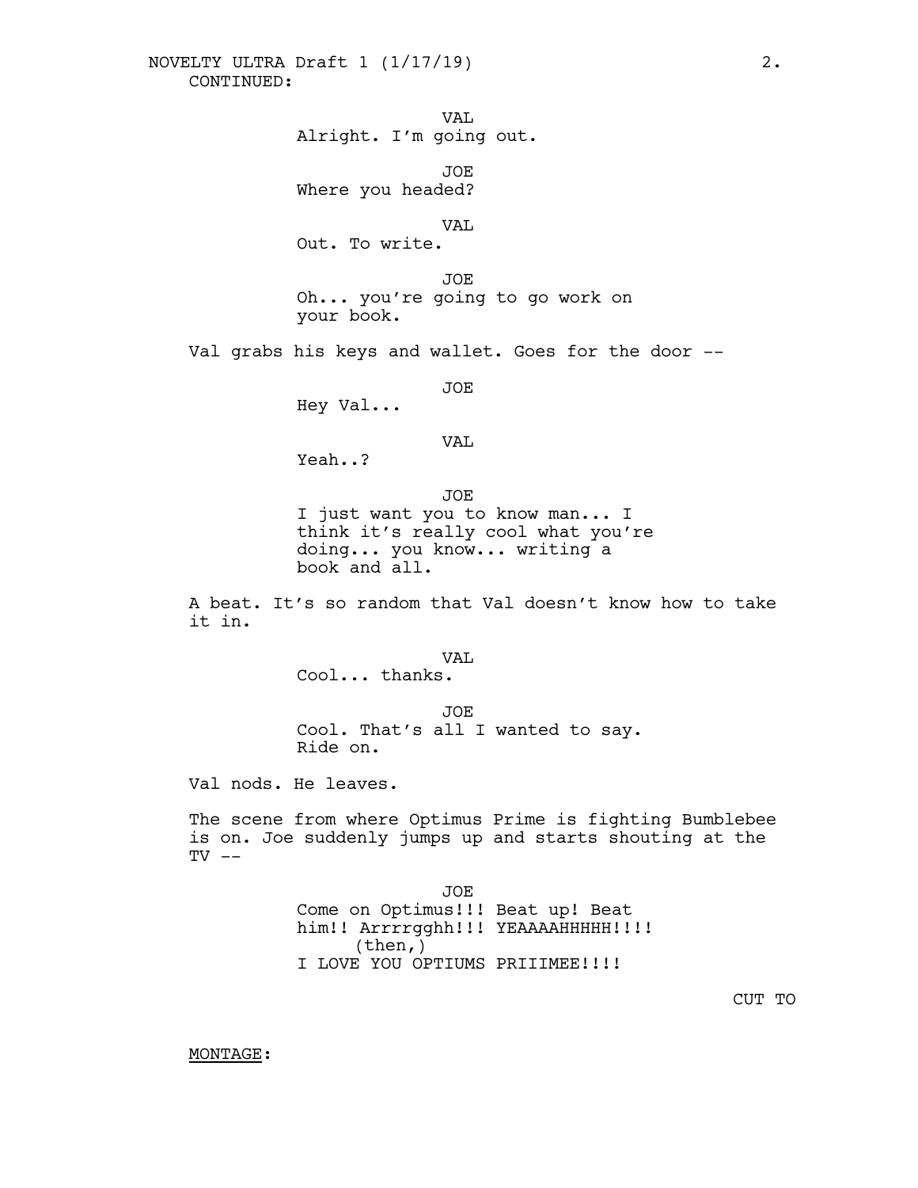CONTINUED:

VAL
Alright. I'm going out.

JOE
Where you headed?

VAL
Out. To write.

JOE
Oh... you're going to go work on your book.

Val grabs his keys and wallet. Goes for the door --

JOE
Hey Val...

VAL
Yeah..?

JOE
I just want you to know man... I think it's really cool what you're doing... you know... writing a book and all.

A beat. It's so random that Val doesn't know how to take it in.

VAL
Cool... thanks.

JOE
Cool. That's all I wanted to say. Ride on.

Val nods. He leaves.

The scene from where Optimus Prime is fighting Bumblebee is on. Joe suddenly jumps up and starts shouting at the TV --

JOE
Come on Optimus!!! Beat up! Beat him!! Arrrrgghh!!! YEAAAAHHHHH!!!!
(then,)
I LOVE YOU OPTIUMS PRIIIMEE!!!!

CUT TO

MONTAGE: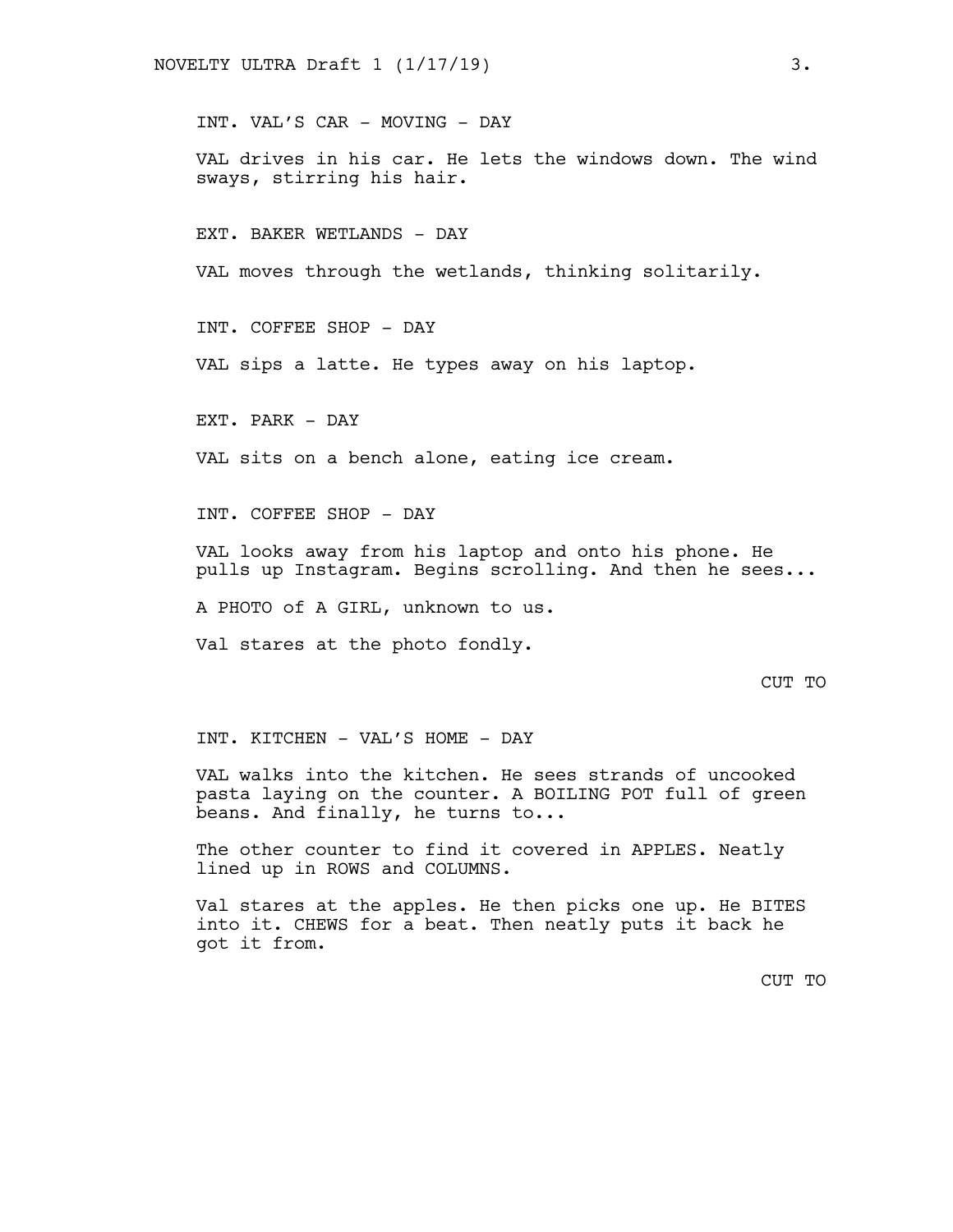INT. VAL'S CAR - MOVING - DAY

VAL drives in his car. He lets the windows down. The wind sways, stirring his hair.

EXT. BAKER WETLANDS - DAY

VAL moves through the wetlands, thinking solitarily.

INT. COFFEE SHOP - DAY

VAL sips a latte. He types away on his laptop.

EXT. PARK - DAY

VAL sits on a bench alone, eating ice cream.

INT. COFFEE SHOP - DAY

VAL looks away from his laptop and onto his phone. He pulls up Instagram. Begins scrolling. And then he sees...

A PHOTO of A GIRL, unknown to us.

Val stares at the photo fondly.

CUT TO

INT. KITCHEN - VAL'S HOME - DAY

VAL walks into the kitchen. He sees strands of uncooked pasta laying on the counter. A BOILING POT full of green beans. And finally, he turns to...

The other counter to find it covered in APPLES. Neatly lined up in ROWS and COLUMNS.

Val stares at the apples. He then picks one up. He BITES into it. CHEWS for a beat. Then neatly puts it back he got it from.

CUT TO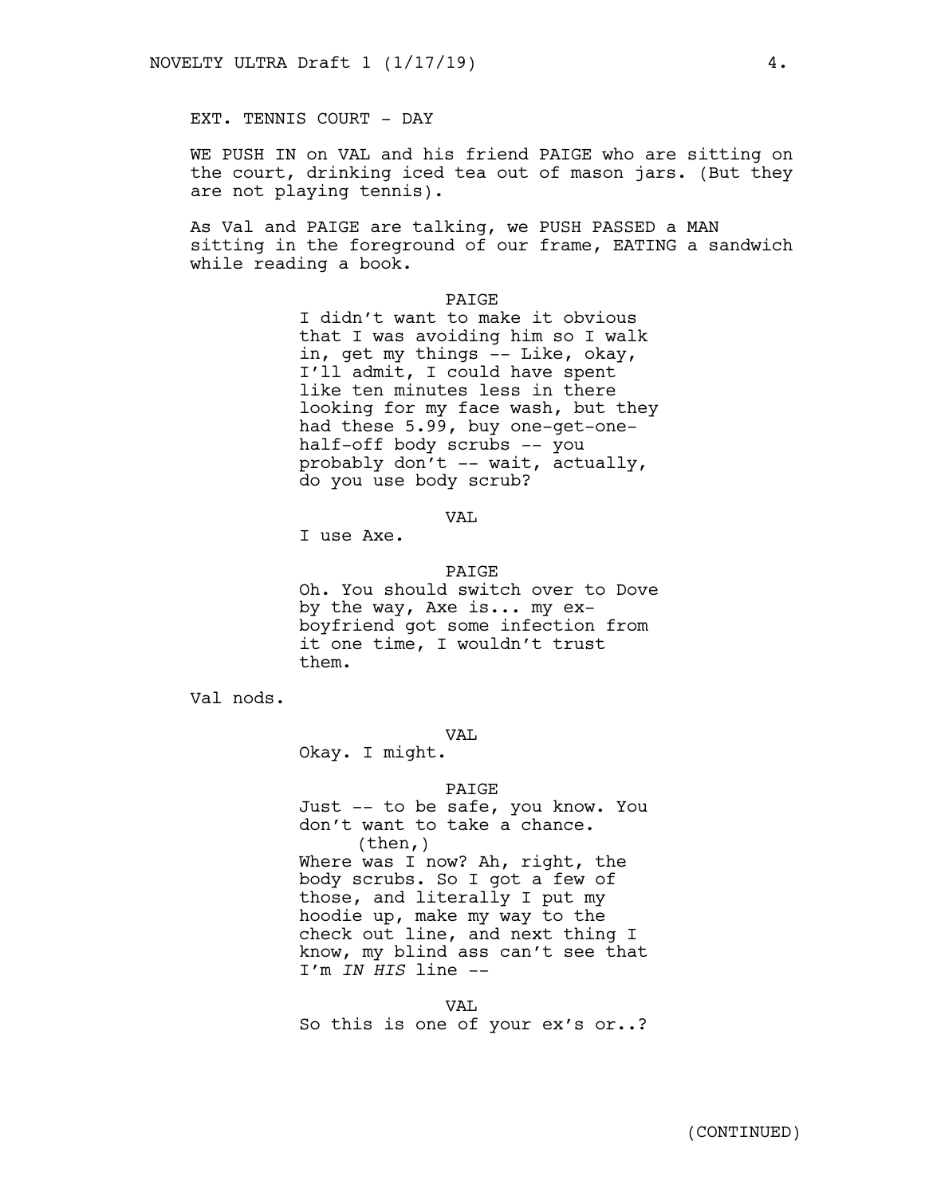EXT. TENNIS COURT - DAY

WE PUSH IN on VAL and his friend PAIGE who are sitting on the court, drinking iced tea out of mason jars. (But they are not playing tennis).

As Val and PAIGE are talking, we PUSH PASSED a MAN sitting in the foreground of our frame, EATING a sandwich while reading a book.

PAIGE

I didn't want to make it obvious that I was avoiding him so I walk in, get my things -- Like, okay, I'll admit, I could have spent like ten minutes less in there looking for my face wash, but they had these 5.99, buy one-get-one-half-off body scrubs -- you probably don't -- wait, actually, do you use body scrub?

VAL

I use Axe.

PAIGE

Oh. You should switch over to Dove by the way, Axe is... my ex-boyfriend got some infection from it one time, I wouldn't trust them.

Val nods.

VAL

Okay. I might.

PAIGE

Just -- to be safe, you know. You don't want to take a chance.

(then,)

Where was I now? Ah, right, the body scrubs. So I got a few of those, and literally I put my hoodie up, make my way to the check out line, and next thing I know, my blind ass can't see that I'm *IN HIS* line --

VAL

So this is one of your ex's or..?

(CONTINUED)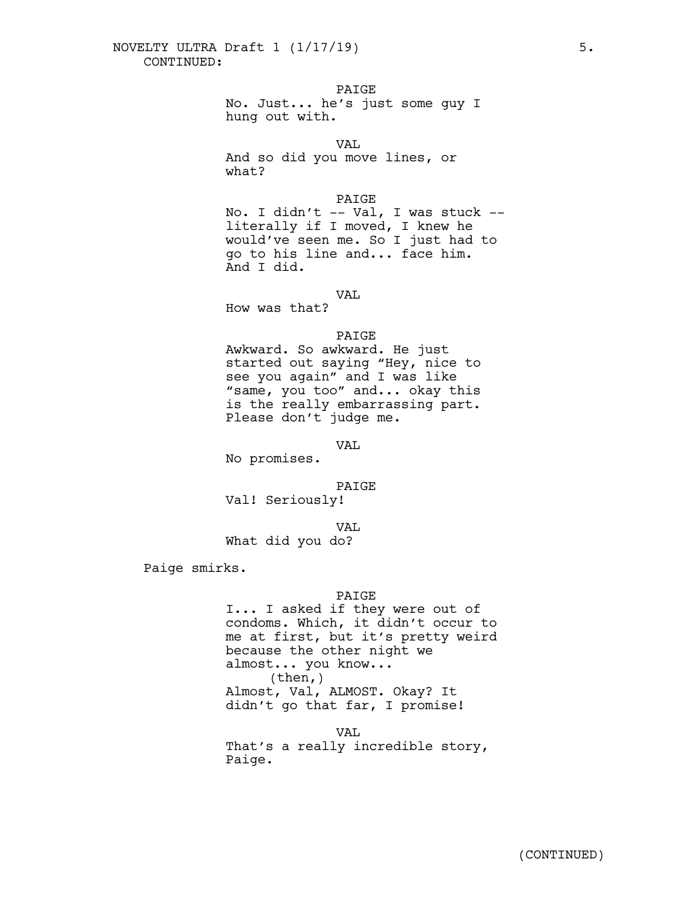CONTINUED:

PAIGE
No. Just... he's just some guy I hung out with.

VAL
And so did you move lines, or what?

PAIGE
No. I didn't -- Val, I was stuck -- literally if I moved, I knew he would've seen me. So I just had to go to his line and... face him. And I did.

VAL
How was that?

PAIGE
Awkward. So awkward. He just started out saying "Hey, nice to see you again" and I was like "same, you too" and... okay this is the really embarrassing part. Please don't judge me.

VAL
No promises.

PAIGE
Val! Seriously!

VAL
What did you do?

Paige smirks.

PAIGE
I... I asked if they were out of condoms. Which, it didn't occur to me at first, but it's pretty weird because the other night we almost... you know...
(then,)
Almost, Val, ALMOST. Okay? It didn't go that far, I promise!

VAL
That's a really incredible story, Paige.

(CONTINUED)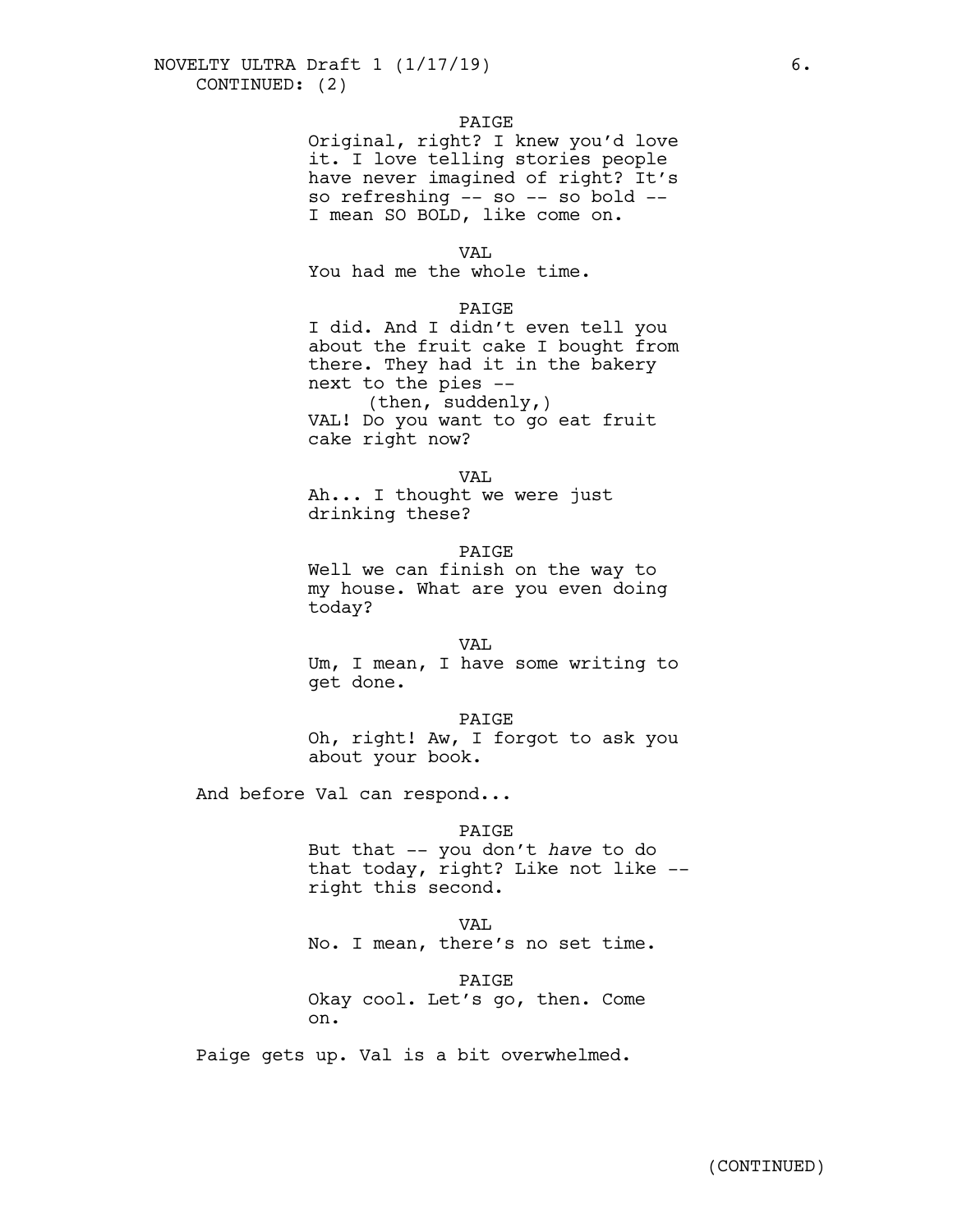CONTINUED: (2)

PAIGE
Original, right? I knew you'd love it. I love telling stories people have never imagined of right? It's so refreshing -- so -- so bold -- I mean SO BOLD, like come on.

VAL
You had me the whole time.

PAIGE
I did. And I didn't even tell you about the fruit cake I bought from there. They had it in the bakery next to the pies --
(then, suddenly,)
VAL! Do you want to go eat fruit cake right now?

VAL
Ah... I thought we were just drinking these?

PAIGE
Well we can finish on the way to my house. What are you even doing today?

VAL
Um, I mean, I have some writing to get done.

PAIGE
Oh, right! Aw, I forgot to ask you about your book.

And before Val can respond...

PAIGE
But that -- you don't *have* to do that today, right? Like not like -- right this second.

VAL
No. I mean, there's no set time.

PAIGE
Okay cool. Let's go, then. Come on.

Paige gets up. Val is a bit overwhelmed.

(CONTINUED)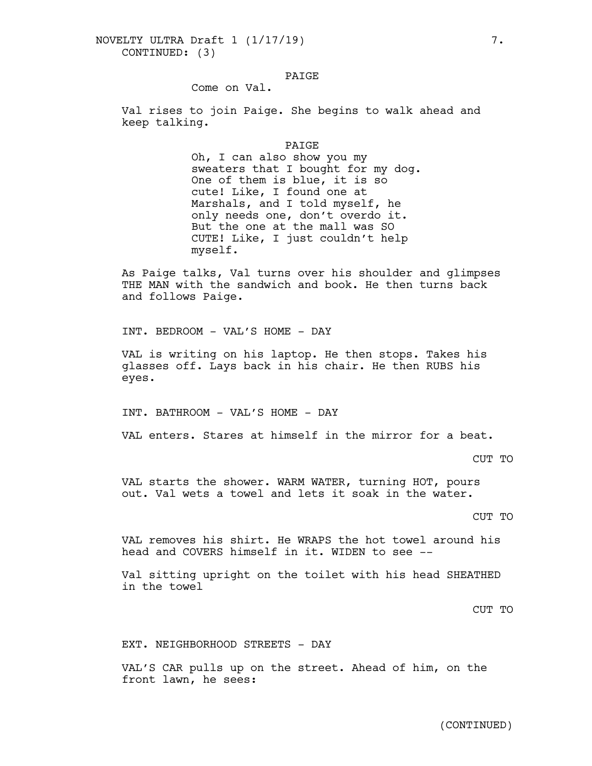CONTINUED: (3)

PAIGE

Come on Val.

Val rises to join Paige. She begins to walk ahead and keep talking.

PAIGE

Oh, I can also show you my sweaters that I bought for my dog. One of them is blue, it is so cute! Like, I found one at Marshals, and I told myself, he only needs one, don't overdo it. But the one at the mall was SO CUTE! Like, I just couldn't help myself.

As Paige talks, Val turns over his shoulder and glimpses THE MAN with the sandwich and book. He then turns back and follows Paige.

INT. BEDROOM - VAL'S HOME - DAY

VAL is writing on his laptop. He then stops. Takes his glasses off. Lays back in his chair. He then RUBS his eyes.

INT. BATHROOM - VAL'S HOME - DAY

VAL enters. Stares at himself in the mirror for a beat.

CUT TO

VAL starts the shower. WARM WATER, turning HOT, pours out. Val wets a towel and lets it soak in the water.

CUT TO

VAL removes his shirt. He WRAPS the hot towel around his head and COVERS himself in it. WIDEN to see --

Val sitting upright on the toilet with his head SHEATHED in the towel

CUT TO

EXT. NEIGHBORHOOD STREETS - DAY

VAL'S CAR pulls up on the street. Ahead of him, on the front lawn, he sees:

(CONTINUED)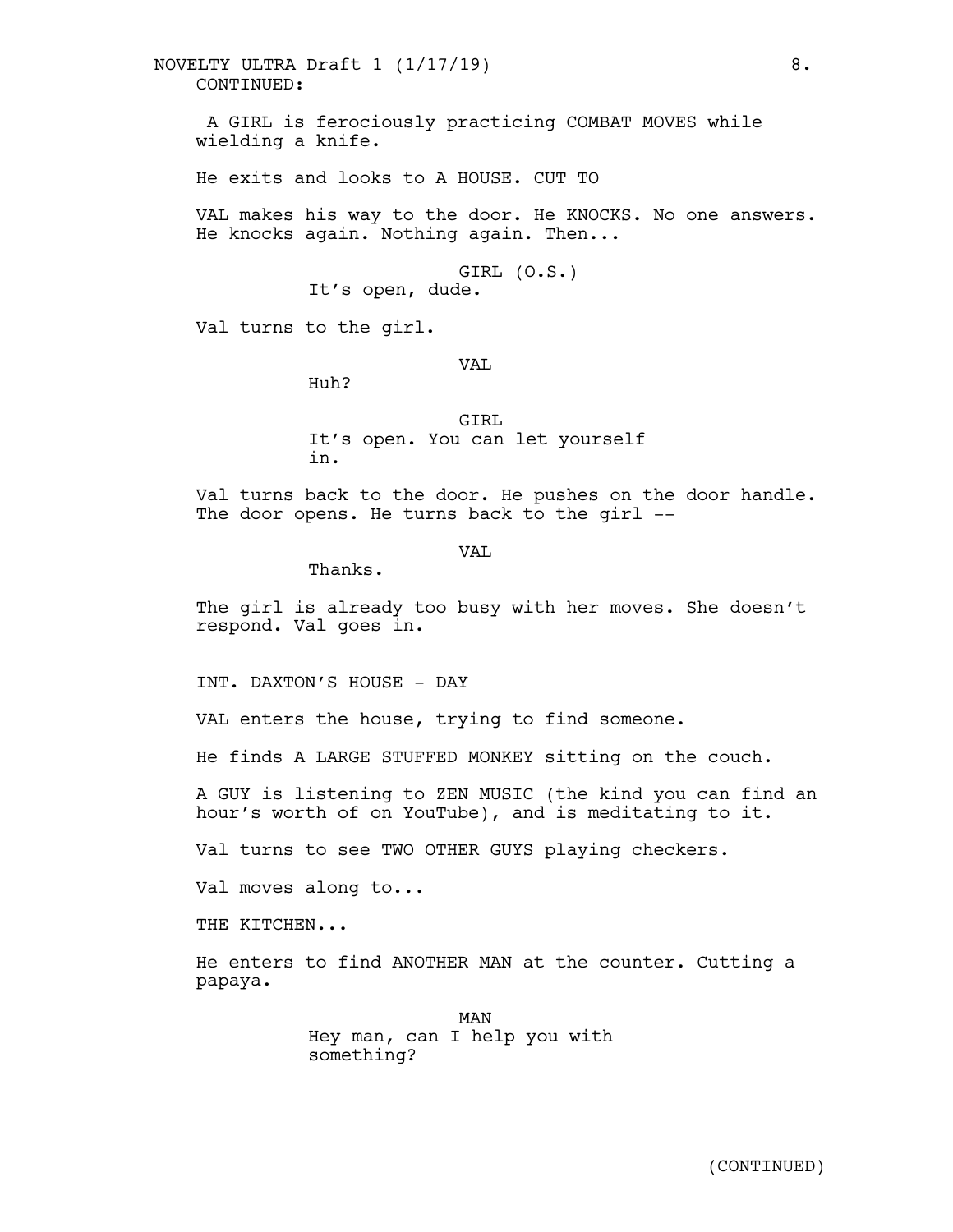CONTINUED:

A GIRL is ferociously practicing COMBAT MOVES while wielding a knife.

He exits and looks to A HOUSE. CUT TO

VAL makes his way to the door. He KNOCKS. No one answers. He knocks again. Nothing again. Then...

GIRL (O.S.)
It's open, dude.

Val turns to the girl.

VAL
Huh?

GIRL
It's open. You can let yourself in.

Val turns back to the door. He pushes on the door handle. The door opens. He turns back to the girl --

VAL
Thanks.

The girl is already too busy with her moves. She doesn't respond. Val goes in.

INT. DAXTON'S HOUSE - DAY

VAL enters the house, trying to find someone.

He finds A LARGE STUFFED MONKEY sitting on the couch.

A GUY is listening to ZEN MUSIC (the kind you can find an hour's worth of on YouTube), and is meditating to it.

Val turns to see TWO OTHER GUYS playing checkers.

Val moves along to...

THE KITCHEN...

He enters to find ANOTHER MAN at the counter. Cutting a papaya.

MAN
Hey man, can I help you with something?

(CONTINUED)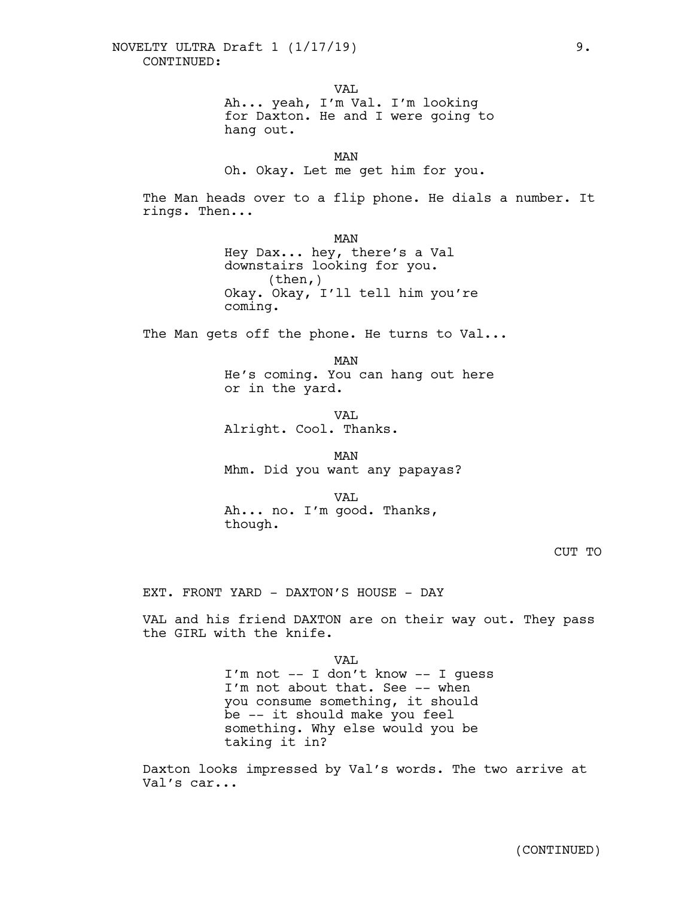CONTINUED:

VAL

Ah... yeah, I'm Val. I'm looking for Daxton. He and I were going to hang out.

MAN

Oh. Okay. Let me get him for you.

The Man heads over to a flip phone. He dials a number. It rings. Then...

MAN

Hey Dax... hey, there's a Val downstairs looking for you.
(then,)
Okay. Okay, I'll tell him you're coming.

The Man gets off the phone. He turns to Val...

MAN

He's coming. You can hang out here or in the yard.

VAL

Alright. Cool. Thanks.

MAN

Mhm. Did you want any papayas?

VAL

Ah... no. I'm good. Thanks, though.

CUT TO

EXT. FRONT YARD - DAXTON'S HOUSE - DAY

VAL and his friend DAXTON are on their way out. They pass the GIRL with the knife.

VAL

I'm not -- I don't know -- I guess I'm not about that. See -- when you consume something, it should be -- it should make you feel something. Why else would you be taking it in?

Daxton looks impressed by Val's words. The two arrive at Val's car...

(CONTINUED)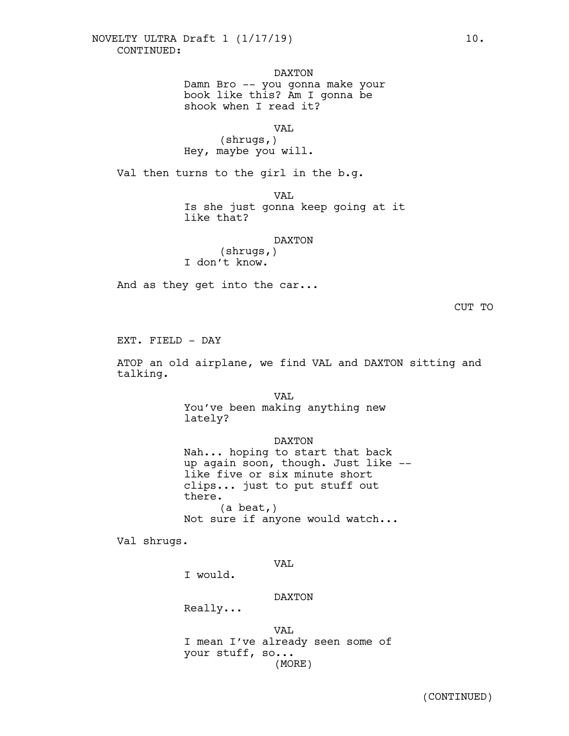CONTINUED:

DAXTON
Damn Bro -- you gonna make your book like this? Am I gonna be shook when I read it?

VAL
(shrugs,)
Hey, maybe you will.

Val then turns to the girl in the b.g.

VAL
Is she just gonna keep going at it like that?

DAXTON
(shrugs,)
I don't know.

And as they get into the car...

CUT TO

EXT. FIELD - DAY

ATOP an old airplane, we find VAL and DAXTON sitting and talking.

VAL
You've been making anything new lately?

DAXTON
Nah... hoping to start that back up again soon, though. Just like -- like five or six minute short clips... just to put stuff out there.
(a beat,)
Not sure if anyone would watch...

Val shrugs.

VAL
I would.

DAXTON
Really...

VAL
I mean I've already seen some of your stuff, so...
(MORE)

(CONTINUED)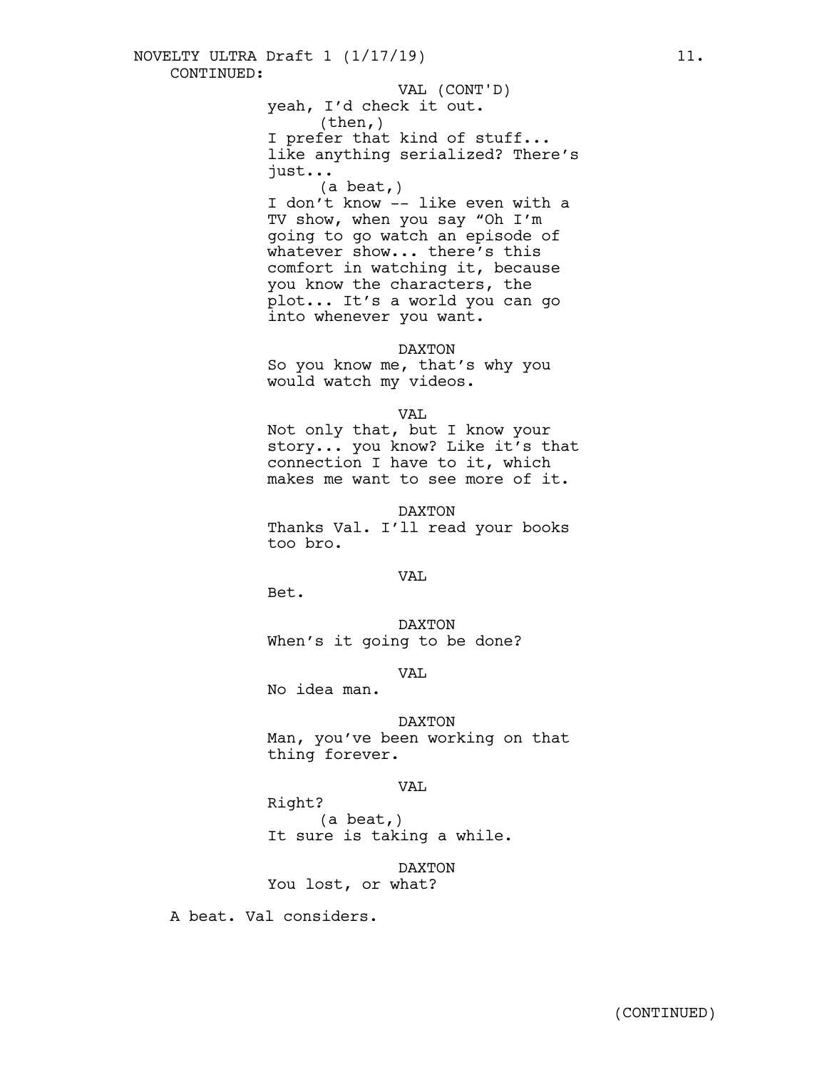CONTINUED:

VAL (CONT'D)
yeah, I'd check it out.
(then,)
I prefer that kind of stuff... like anything serialized? There's just...
(a beat,)
I don't know -- like even with a TV show, when you say "Oh I'm going to go watch an episode of whatever show... there's this comfort in watching it, because you know the characters, the plot... It's a world you can go into whenever you want.

DAXTON
So you know me, that's why you would watch my videos.

VAL
Not only that, but I know your story... you know? Like it's that connection I have to it, which makes me want to see more of it.

DAXTON
Thanks Val. I'll read your books too bro.

VAL
Bet.

DAXTON
When's it going to be done?

VAL
No idea man.

DAXTON
Man, you've been working on that thing forever.

VAL
Right?
(a beat,)
It sure is taking a while.

DAXTON
You lost, or what?

A beat. Val considers.

(CONTINUED)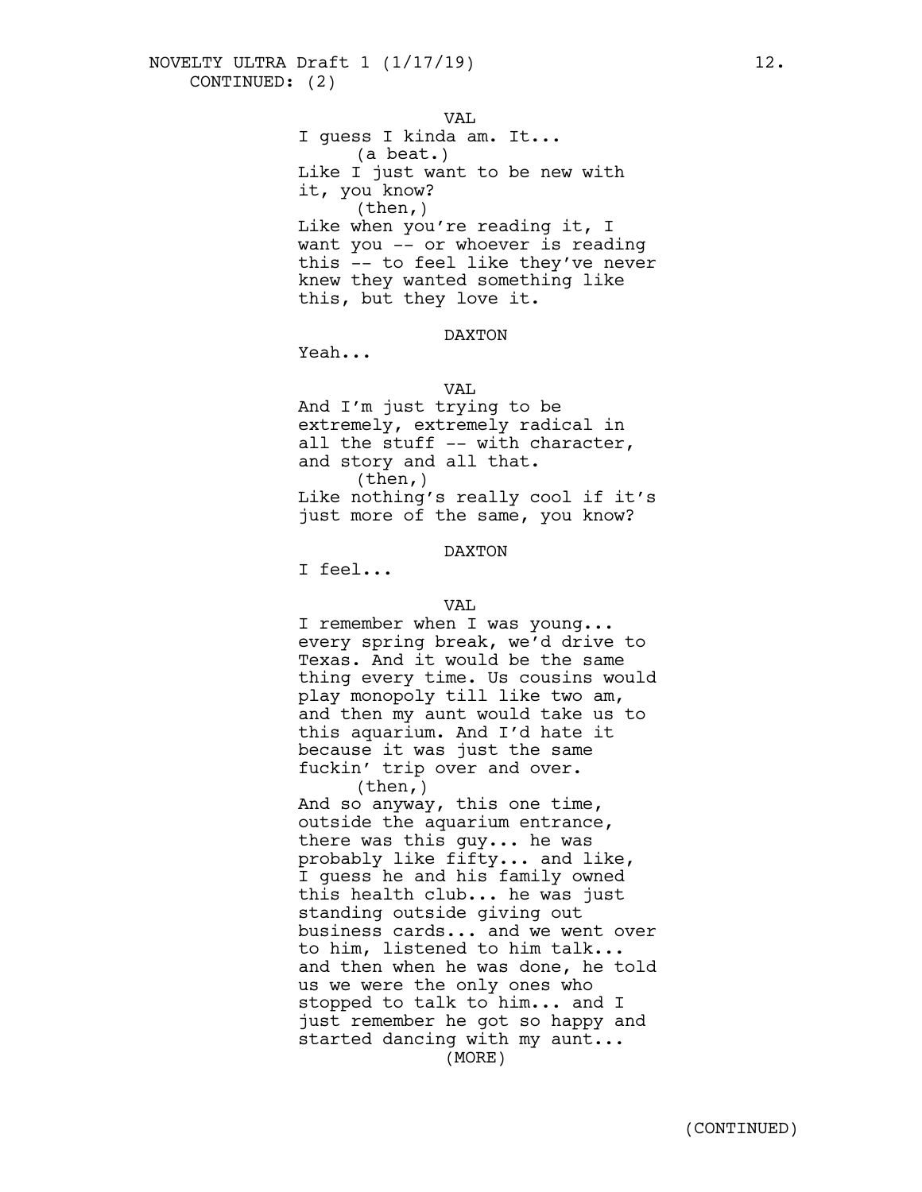CONTINUED: (2)

VAL

I guess I kinda am. It...

(a beat.)

Like I just want to be new with it, you know?

(then,)

Like when you're reading it, I want you -- or whoever is reading this -- to feel like they've never knew they wanted something like this, but they love it.

DAXTON

Yeah...

VAL

And I'm just trying to be extremely, extremely radical in all the stuff -- with character, and story and all that.

(then,)

Like nothing's really cool if it's just more of the same, you know?

DAXTON

I feel...

VAL

I remember when I was young... every spring break, we'd drive to Texas. And it would be the same thing every time. Us cousins would play monopoly till like two am, and then my aunt would take us to this aquarium. And I'd hate it because it was just the same fuckin' trip over and over.

(then,)

And so anyway, this one time, outside the aquarium entrance, there was this guy... he was probably like fifty... and like, I guess he and his family owned this health club... he was just standing outside giving out business cards... and we went over to him, listened to him talk... and then when he was done, he told us we were the only ones who stopped to talk to him... and I just remember he got so happy and started dancing with my aunt...

(MORE)

(CONTINUED)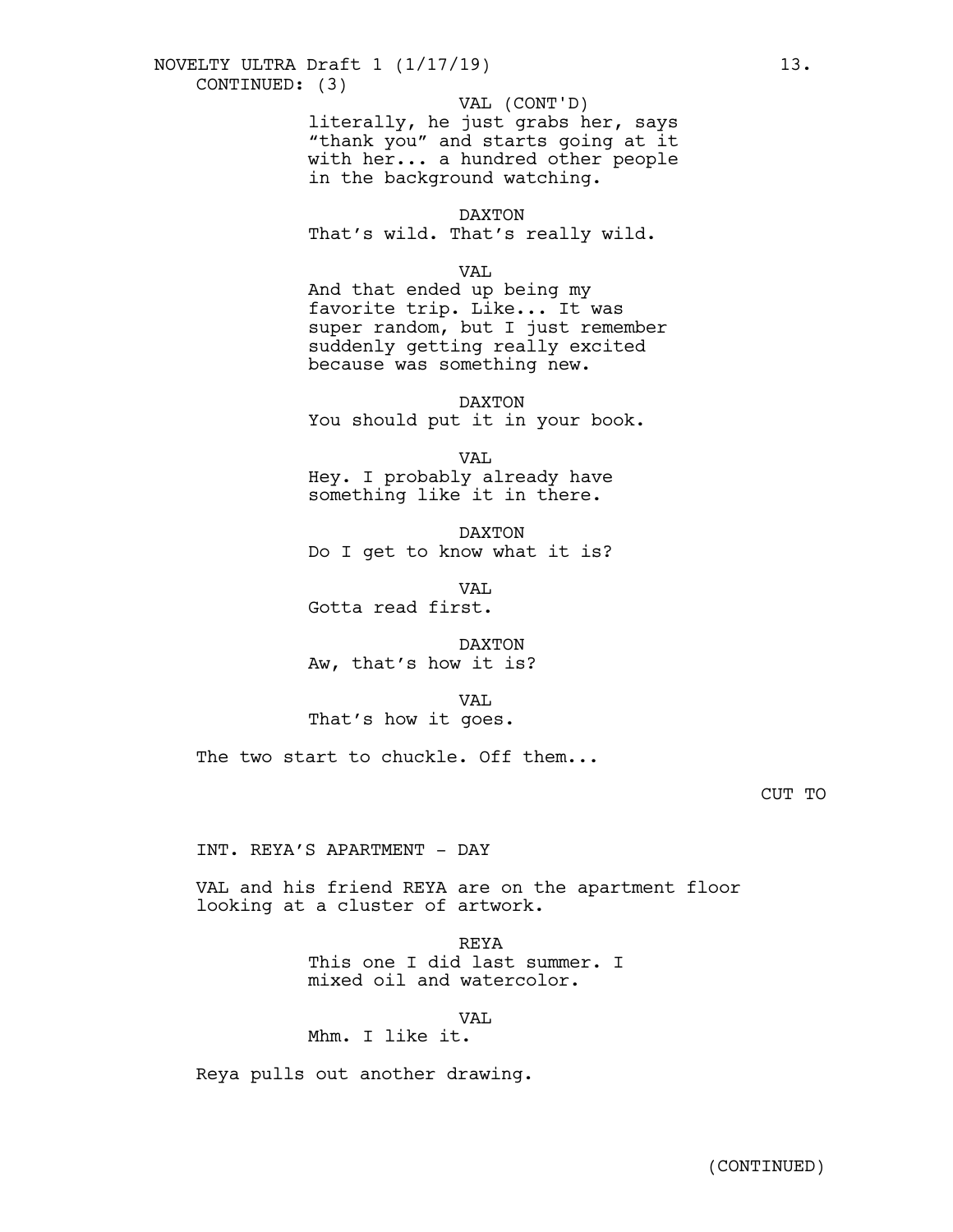CONTINUED: (3)

VAL (CONT'D)
literally, he just grabs her, says "thank you" and starts going at it with her... a hundred other people in the background watching.

DAXTON
That's wild. That's really wild.

VAL
And that ended up being my favorite trip. Like... It was super random, but I just remember suddenly getting really excited because was something new.

DAXTON
You should put it in your book.

VAL
Hey. I probably already have something like it in there.

DAXTON
Do I get to know what it is?

VAL
Gotta read first.

DAXTON
Aw, that's how it is?

VAL
That's how it goes.

The two start to chuckle. Off them...

CUT TO

INT. REYA'S APARTMENT - DAY

VAL and his friend REYA are on the apartment floor looking at a cluster of artwork.

REYA
This one I did last summer. I mixed oil and watercolor.

VAL
Mhm. I like it.

Reya pulls out another drawing.

(CONTINUED)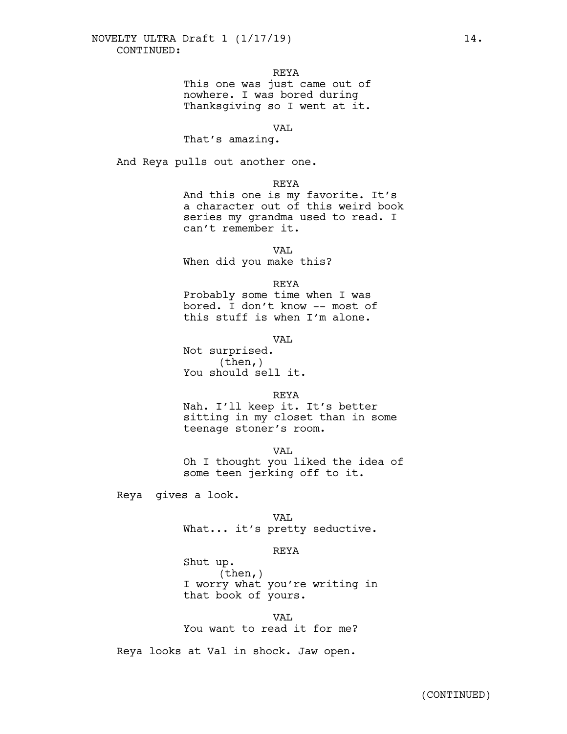CONTINUED:

REYA
This one was just came out of nowhere. I was bored during Thanksgiving so I went at it.

VAL
That's amazing.

And Reya pulls out another one.

REYA
And this one is my favorite. It's a character out of this weird book series my grandma used to read. I can't remember it.

VAL
When did you make this?

REYA
Probably some time when I was bored. I don't know -- most of this stuff is when I'm alone.

VAL
Not surprised.
(then,)
You should sell it.

REYA
Nah. I'll keep it. It's better sitting in my closet than in some teenage stoner's room.

VAL
Oh I thought you liked the idea of some teen jerking off to it.

Reya gives a look.

VAL
What... it's pretty seductive.

REYA
Shut up.
(then,)
I worry what you're writing in that book of yours.

VAL
You want to read it for me?

Reya looks at Val in shock. Jaw open.

(CONTINUED)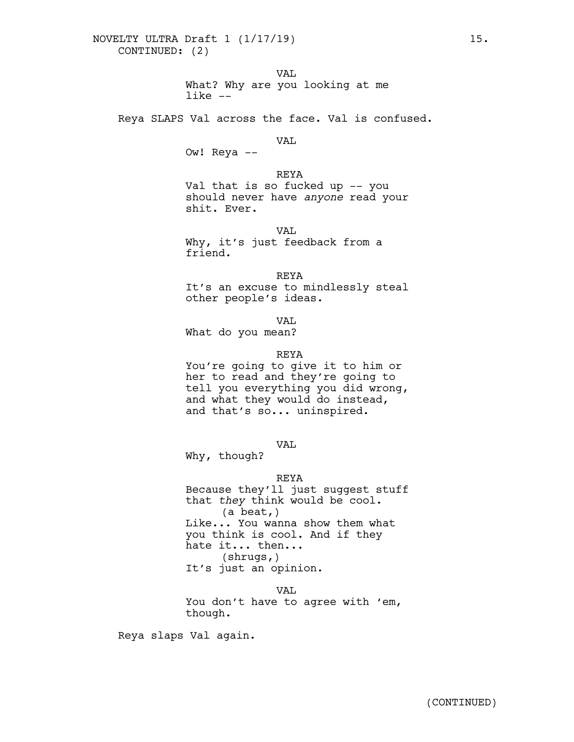CONTINUED: (2)

VAL

What? Why are you looking at me like --

Reya SLAPS Val across the face. Val is confused.

VAL

Ow! Reya --

REYA

Val that is so fucked up -- you should never have *anyone* read your shit. Ever.

VAL

Why, it's just feedback from a friend.

REYA

It's an excuse to mindlessly steal other people's ideas.

VAL

What do you mean?

REYA

You're going to give it to him or her to read and they're going to tell you everything you did wrong, and what they would do instead, and that's so... uninspired.

VAL

Why, though?

REYA

Because they'll just suggest stuff that *they* think would be cool.

(a beat,)

Like... You wanna show them what you think is cool. And if they hate it... then...

(shrugs,)

It's just an opinion.

VAL

You don't have to agree with 'em, though.

Reya slaps Val again.

(CONTINUED)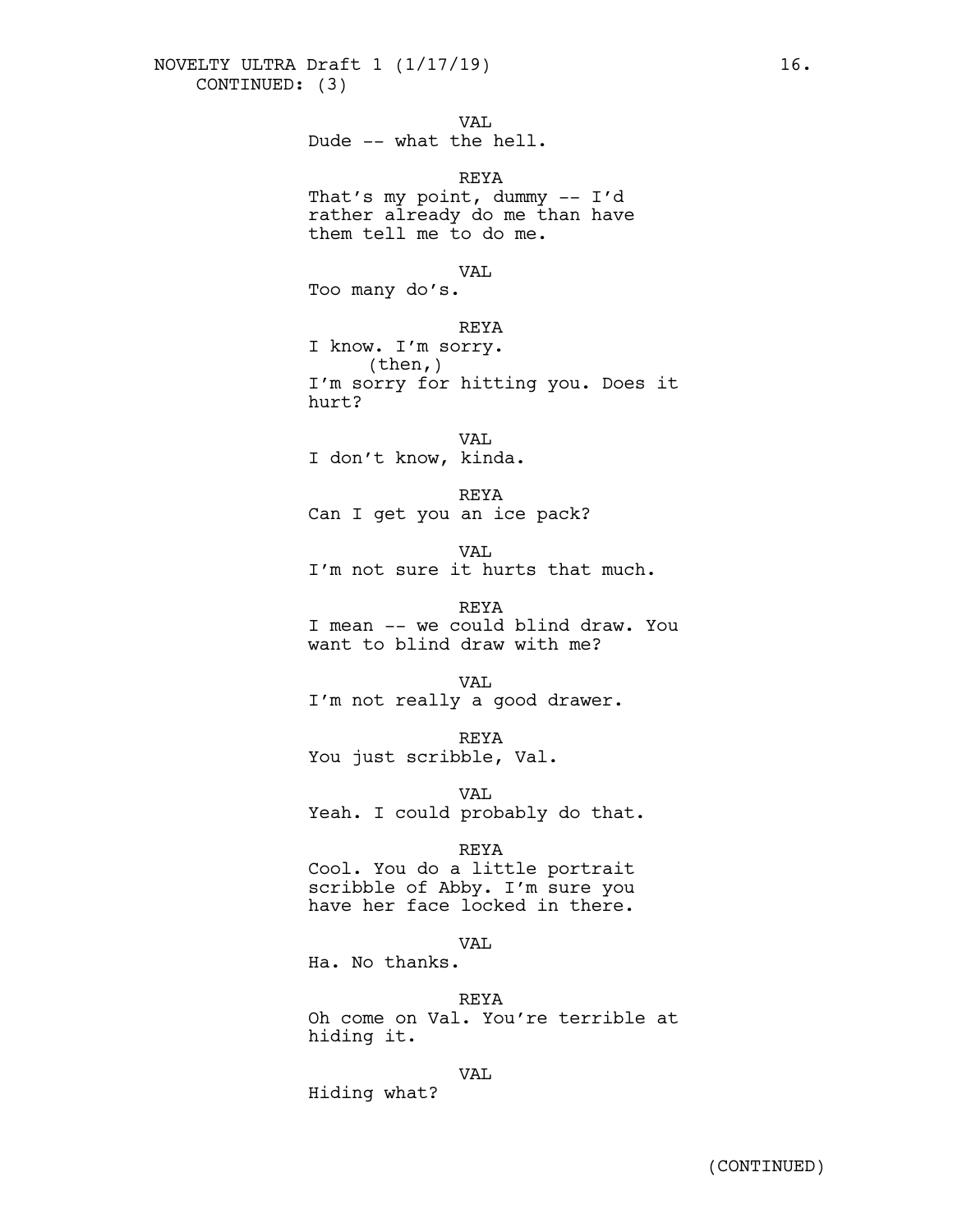CONTINUED: (3)

VAL
Dude -- what the hell.

REYA
That's my point, dummy -- I'd rather already do me than have them tell me to do me.

VAL
Too many do's.

REYA
I know. I'm sorry.
(then,)
I'm sorry for hitting you. Does it hurt?

VAL
I don't know, kinda.

REYA
Can I get you an ice pack?

VAL
I'm not sure it hurts that much.

REYA
I mean -- we could blind draw. You want to blind draw with me?

VAL
I'm not really a good drawer.

REYA
You just scribble, Val.

VAL
Yeah. I could probably do that.

REYA
Cool. You do a little portrait scribble of Abby. I'm sure you have her face locked in there.

VAL
Ha. No thanks.

REYA
Oh come on Val. You're terrible at hiding it.

VAL
Hiding what?

(CONTINUED)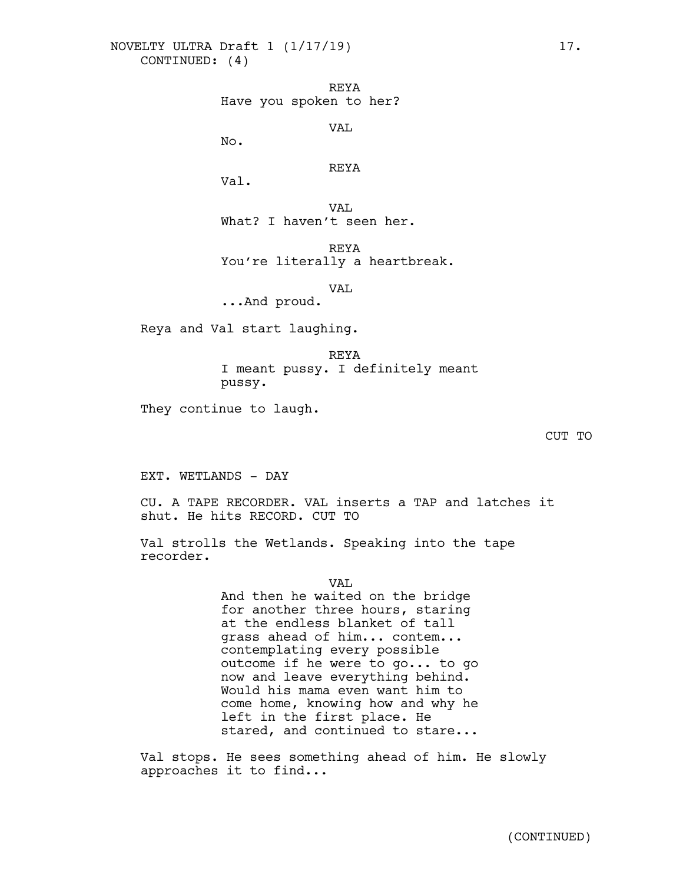CONTINUED: (4)

REYA
Have you spoken to her?

VAL
No.

REYA
Val.

VAL
What? I haven't seen her.

REYA
You're literally a heartbreak.

VAL
...And proud.

Reya and Val start laughing.

REYA
I meant pussy. I definitely meant pussy.

They continue to laugh.

CUT TO

EXT. WETLANDS - DAY

CU. A TAPE RECORDER. VAL inserts a TAP and latches it shut. He hits RECORD. CUT TO

Val strolls the Wetlands. Speaking into the tape recorder.

VAL
And then he waited on the bridge for another three hours, staring at the endless blanket of tall grass ahead of him... contem... contemplating every possible outcome if he were to go... to go now and leave everything behind. Would his mama even want him to come home, knowing how and why he left in the first place. He stared, and continued to stare...

Val stops. He sees something ahead of him. He slowly approaches it to find...

(CONTINUED)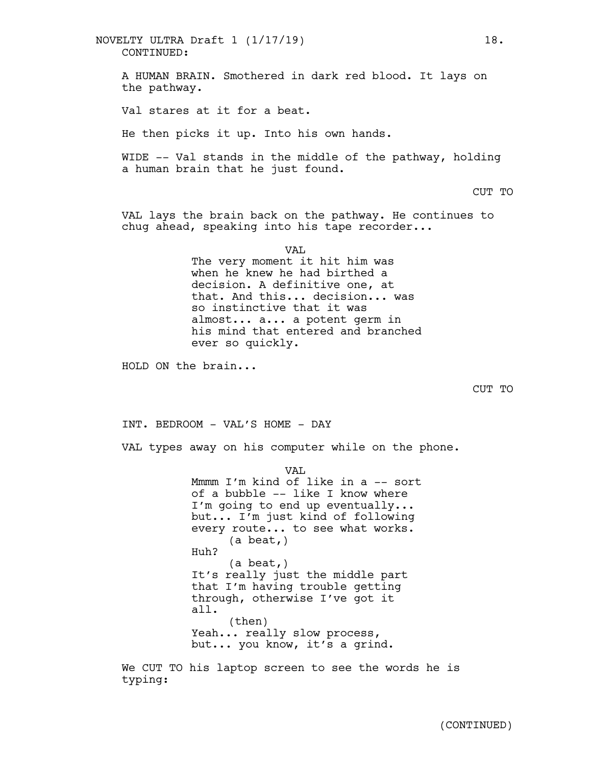CONTINUED:

A HUMAN BRAIN. Smothered in dark red blood. It lays on the pathway.

Val stares at it for a beat.

He then picks it up. Into his own hands.

WIDE -- Val stands in the middle of the pathway, holding a human brain that he just found.

CUT TO

VAL lays the brain back on the pathway. He continues to chug ahead, speaking into his tape recorder...

VAL
The very moment it hit him was when he knew he had birthed a decision. A definitive one, at that. And this... decision... was so instinctive that it was almost... a... a potent germ in his mind that entered and branched ever so quickly.

HOLD ON the brain...

CUT TO

INT. BEDROOM - VAL'S HOME - DAY

VAL types away on his computer while on the phone.

VAL
Mmmm I'm kind of like in a -- sort of a bubble -- like I know where I'm going to end up eventually... but... I'm just kind of following every route... to see what works.
(a beat,)
Huh?
(a beat,)
It's really just the middle part that I'm having trouble getting through, otherwise I've got it all.
(then)
Yeah... really slow process, but... you know, it's a grind.

We CUT TO his laptop screen to see the words he is typing:

(CONTINUED)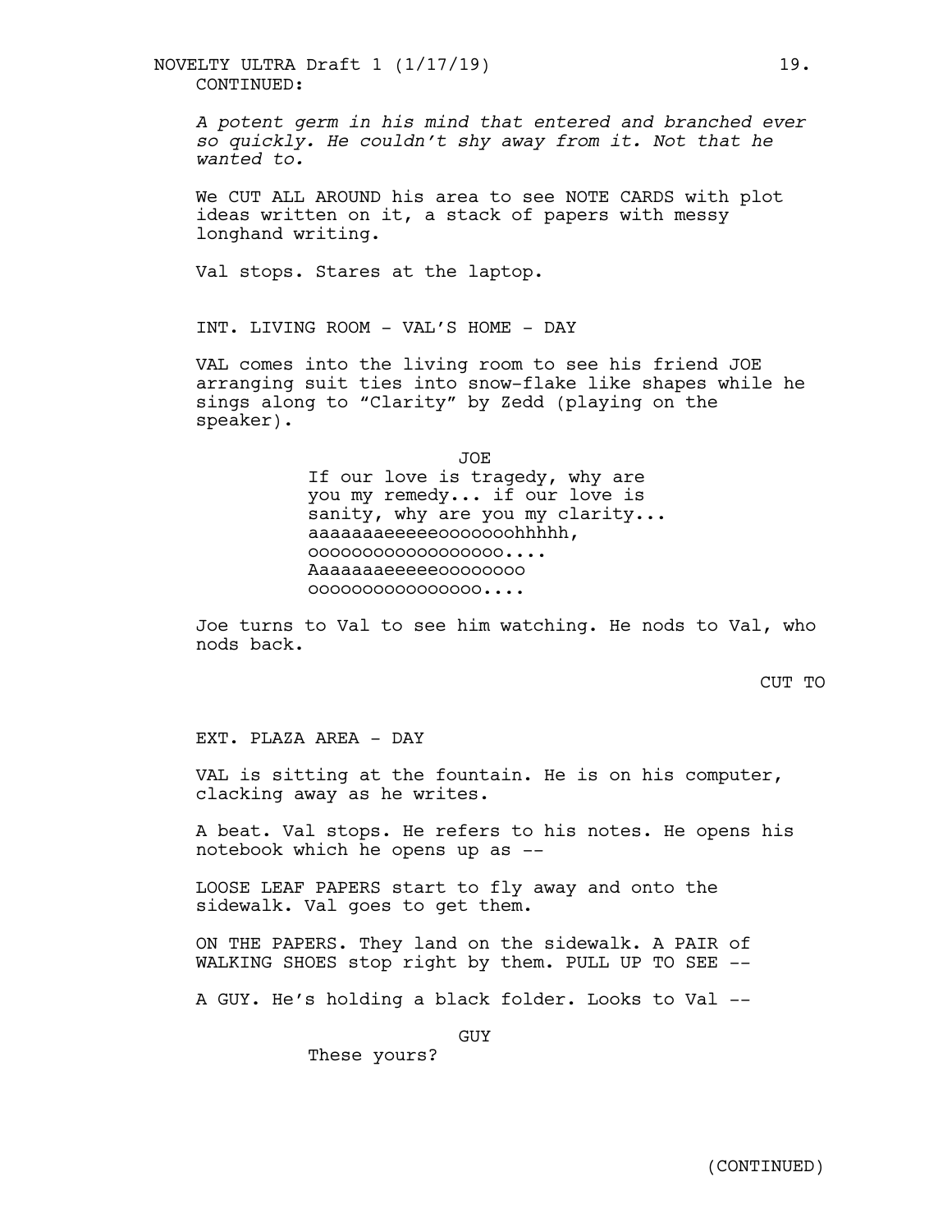CONTINUED:

*A potent germ in his mind that entered and branched ever so quickly. He couldn't shy away from it. Not that he wanted to.*

We CUT ALL AROUND his area to see NOTE CARDS with plot ideas written on it, a stack of papers with messy longhand writing.

Val stops. Stares at the laptop.

INT. LIVING ROOM - VAL'S HOME - DAY

VAL comes into the living room to see his friend JOE arranging suit ties into snow-flake like shapes while he sings along to "Clarity" by Zedd (playing on the speaker).

JOE
If our love is tragedy, why are you my remedy... if our love is sanity, why are you my clarity... aaaaaaaeeeeeoooooooohhhhh, oooooooooooooooooo.... Aaaaaaaeeeeeoooooooo oooooooooooooooo....

Joe turns to Val to see him watching. He nods to Val, who nods back.

CUT TO

EXT. PLAZA AREA - DAY

VAL is sitting at the fountain. He is on his computer, clacking away as he writes.

A beat. Val stops. He refers to his notes. He opens his notebook which he opens up as --

LOOSE LEAF PAPERS start to fly away and onto the sidewalk. Val goes to get them.

ON THE PAPERS. They land on the sidewalk. A PAIR of WALKING SHOES stop right by them. PULL UP TO SEE --

A GUY. He's holding a black folder. Looks to Val --

GUY
These yours?

(CONTINUED)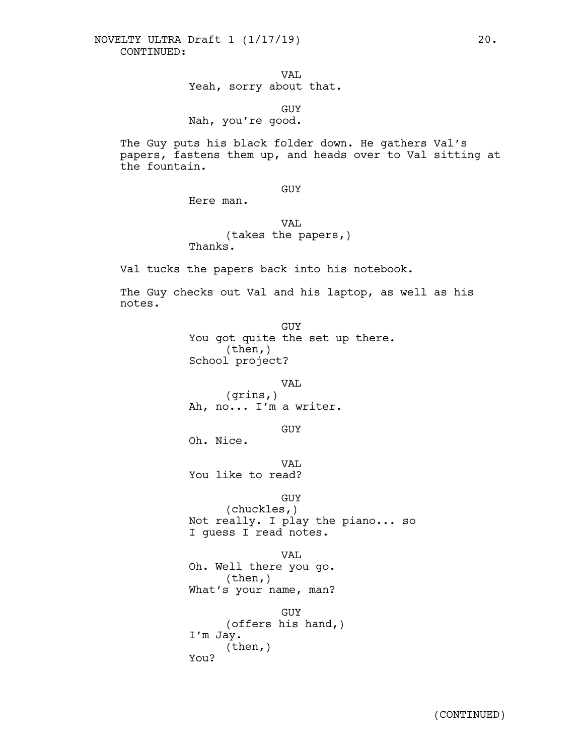CONTINUED:

VAL
Yeah, sorry about that.

GUY
Nah, you're good.

The Guy puts his black folder down. He gathers Val's papers, fastens them up, and heads over to Val sitting at the fountain.

GUY
Here man.

VAL
(takes the papers,)
Thanks.

Val tucks the papers back into his notebook.

The Guy checks out Val and his laptop, as well as his notes.

GUY
You got quite the set up there.
(then,)
School project?

VAL
(grins,)
Ah, no... I'm a writer.

GUY
Oh. Nice.

VAL
You like to read?

GUY
(chuckles,)
Not really. I play the piano... so I guess I read notes.

VAL
Oh. Well there you go.
(then,)
What's your name, man?

GUY
(offers his hand,)
I'm Jay.
(then,)
You?

(CONTINUED)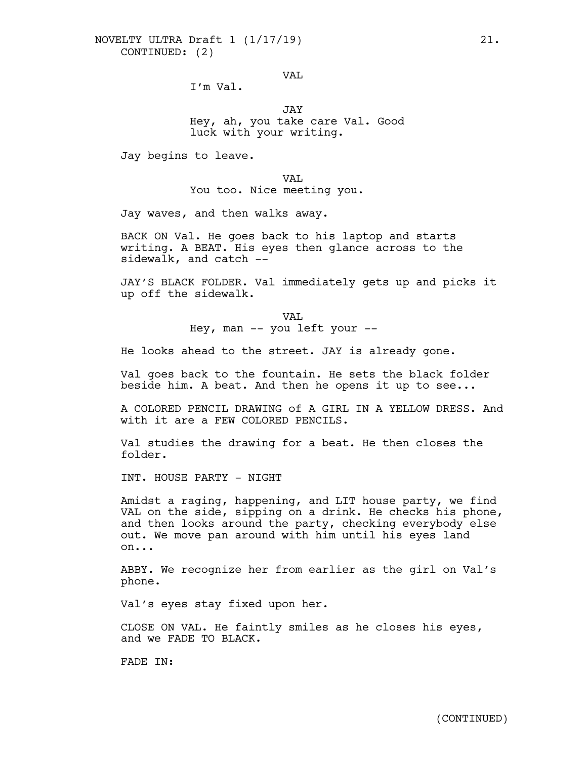CONTINUED: (2)

VAL

I'm Val.

JAY

Hey, ah, you take care Val. Good luck with your writing.

Jay begins to leave.

VAL

You too. Nice meeting you.

Jay waves, and then walks away.

BACK ON Val. He goes back to his laptop and starts writing. A BEAT. His eyes then glance across to the sidewalk, and catch --

JAY'S BLACK FOLDER. Val immediately gets up and picks it up off the sidewalk.

VAL

Hey, man -- you left your --

He looks ahead to the street. JAY is already gone.

Val goes back to the fountain. He sets the black folder beside him. A beat. And then he opens it up to see...

A COLORED PENCIL DRAWING of A GIRL IN A YELLOW DRESS. And with it are a FEW COLORED PENCILS.

Val studies the drawing for a beat. He then closes the folder.

INT. HOUSE PARTY - NIGHT

Amidst a raging, happening, and LIT house party, we find VAL on the side, sipping on a drink. He checks his phone, and then looks around the party, checking everybody else out. We move pan around with him until his eyes land on...

ABBY. We recognize her from earlier as the girl on Val's phone.

Val's eyes stay fixed upon her.

CLOSE ON VAL. He faintly smiles as he closes his eyes, and we FADE TO BLACK.

FADE IN:

(CONTINUED)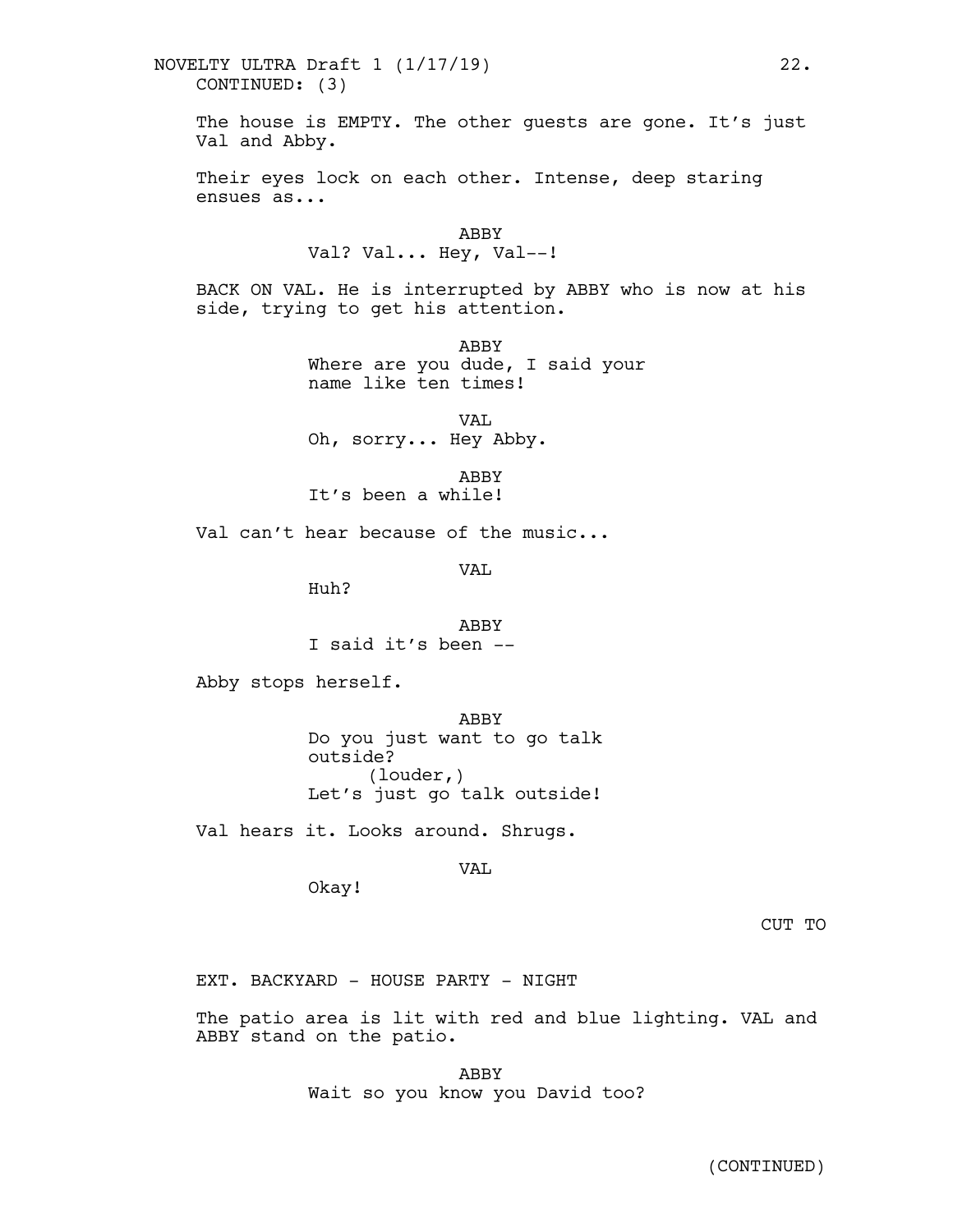CONTINUED: (3)

The house is EMPTY. The other guests are gone. It's just Val and Abby.

Their eyes lock on each other. Intense, deep staring ensues as...

ABBY
Val? Val... Hey, Val--!

BACK ON VAL. He is interrupted by ABBY who is now at his side, trying to get his attention.

ABBY
Where are you dude, I said your name like ten times!

VAL
Oh, sorry... Hey Abby.

ABBY
It's been a while!

Val can't hear because of the music...

VAL
Huh?

ABBY
I said it's been --

Abby stops herself.

ABBY
Do you just want to go talk outside?
(louder,)
Let's just go talk outside!

Val hears it. Looks around. Shrugs.

VAL
Okay!

CUT TO

EXT. BACKYARD - HOUSE PARTY - NIGHT

The patio area is lit with red and blue lighting. VAL and ABBY stand on the patio.

ABBY
Wait so you know you David too?

(CONTINUED)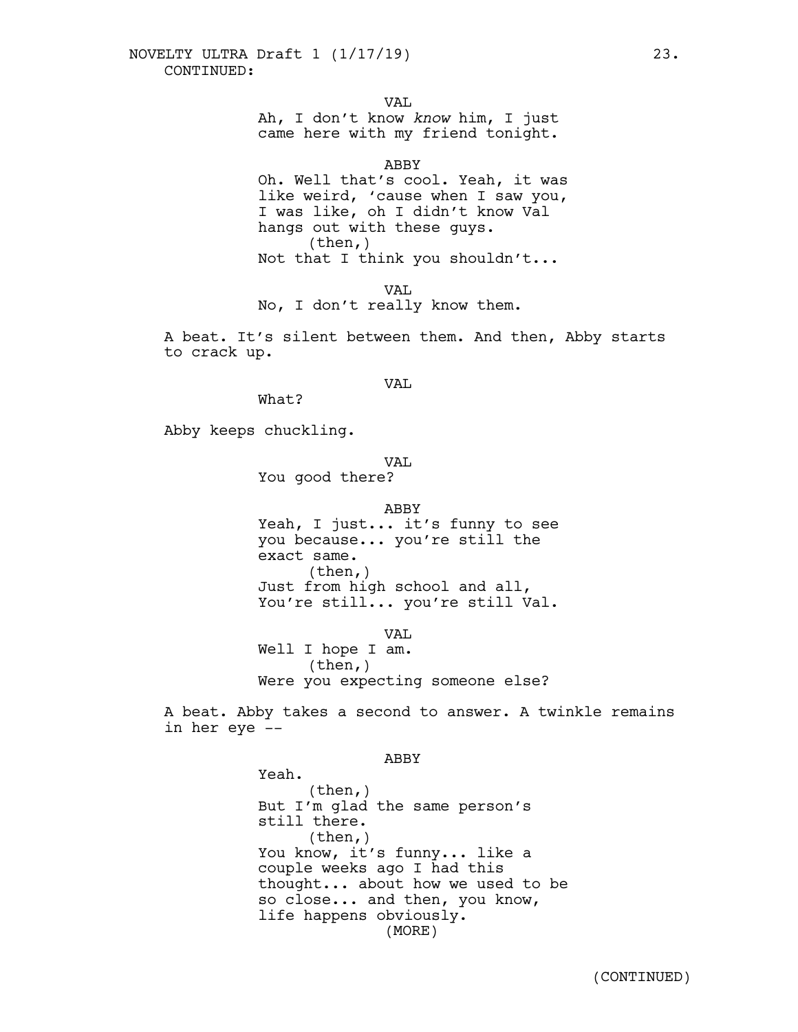CONTINUED:

VAL

Ah, I don't know *know* him, I just came here with my friend tonight.

ABBY

Oh. Well that's cool. Yeah, it was like weird, 'cause when I saw you, I was like, oh I didn't know Val hangs out with these guys.

(then,)

Not that I think you shouldn't...

VAL

No, I don't really know them.

A beat. It's silent between them. And then, Abby starts to crack up.

VAL

What?

Abby keeps chuckling.

VAL

You good there?

ABBY

Yeah, I just... it's funny to see you because... you're still the exact same.

(then,)

Just from high school and all, You're still... you're still Val.

VAL

Well I hope I am.

(then,)

Were you expecting someone else?

A beat. Abby takes a second to answer. A twinkle remains in her eye --

ABBY

Yeah.

(then,)

But I'm glad the same person's still there.

(then,)

You know, it's funny... like a couple weeks ago I had this thought... about how we used to be so close... and then, you know, life happens obviously.

(MORE)

(CONTINUED)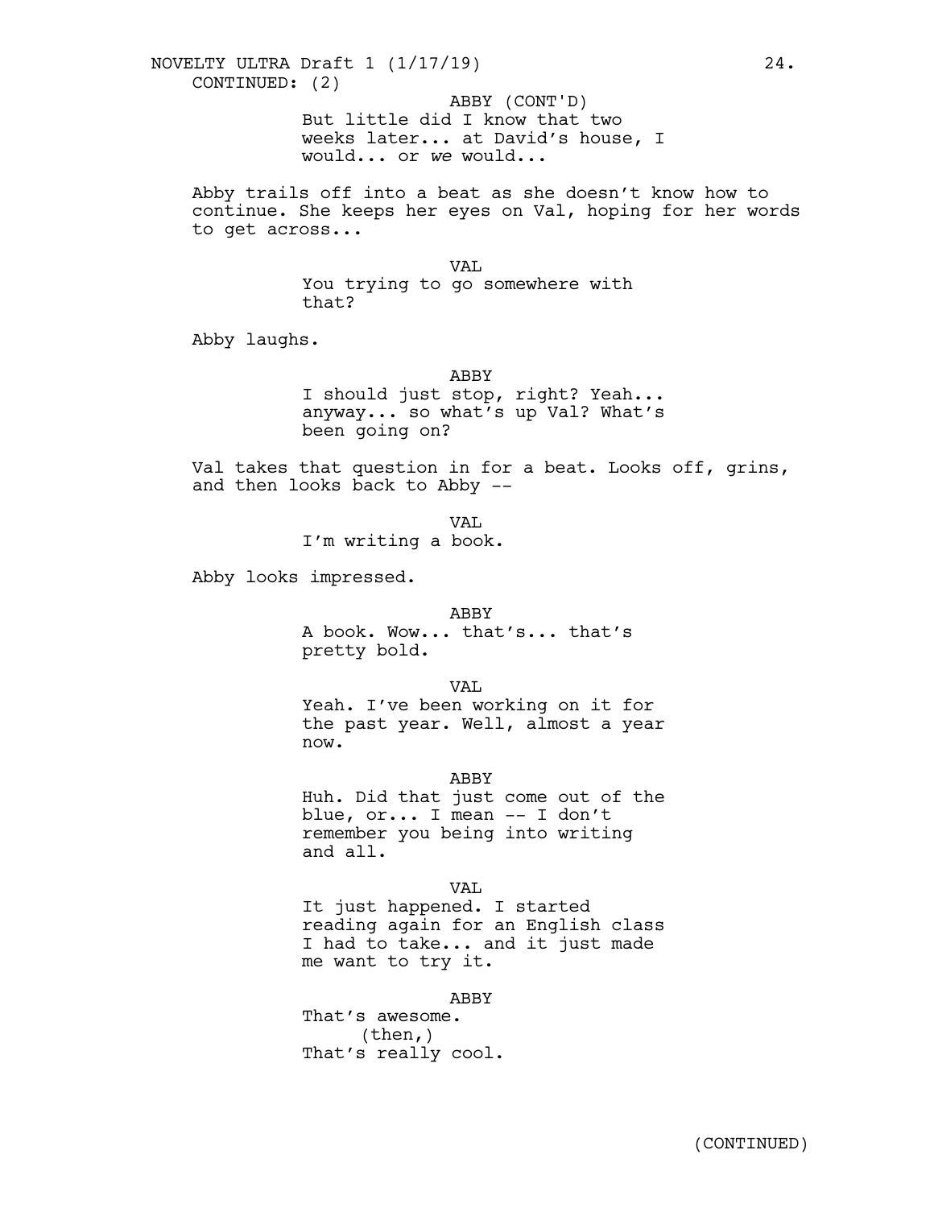CONTINUED: (2)

ABBY (CONT'D)
But little did I know that two weeks later... at David's house, I would... or *we* would...

Abby trails off into a beat as she doesn't know how to continue. She keeps her eyes on Val, hoping for her words to get across...

VAL
You trying to go somewhere with that?

Abby laughs.

ABBY
I should just stop, right? Yeah... anyway... so what's up Val? What's been going on?

Val takes that question in for a beat. Looks off, grins, and then looks back to Abby --

VAL
I'm writing a book.

Abby looks impressed.

ABBY
A book. Wow... that's... that's pretty bold.

VAL
Yeah. I've been working on it for the past year. Well, almost a year now.

ABBY
Huh. Did that just come out of the blue, or... I mean -- I don't remember you being into writing and all.

VAL
It just happened. I started reading again for an English class I had to take... and it just made me want to try it.

ABBY
That's awesome.
(then,)
That's really cool.

(CONTINUED)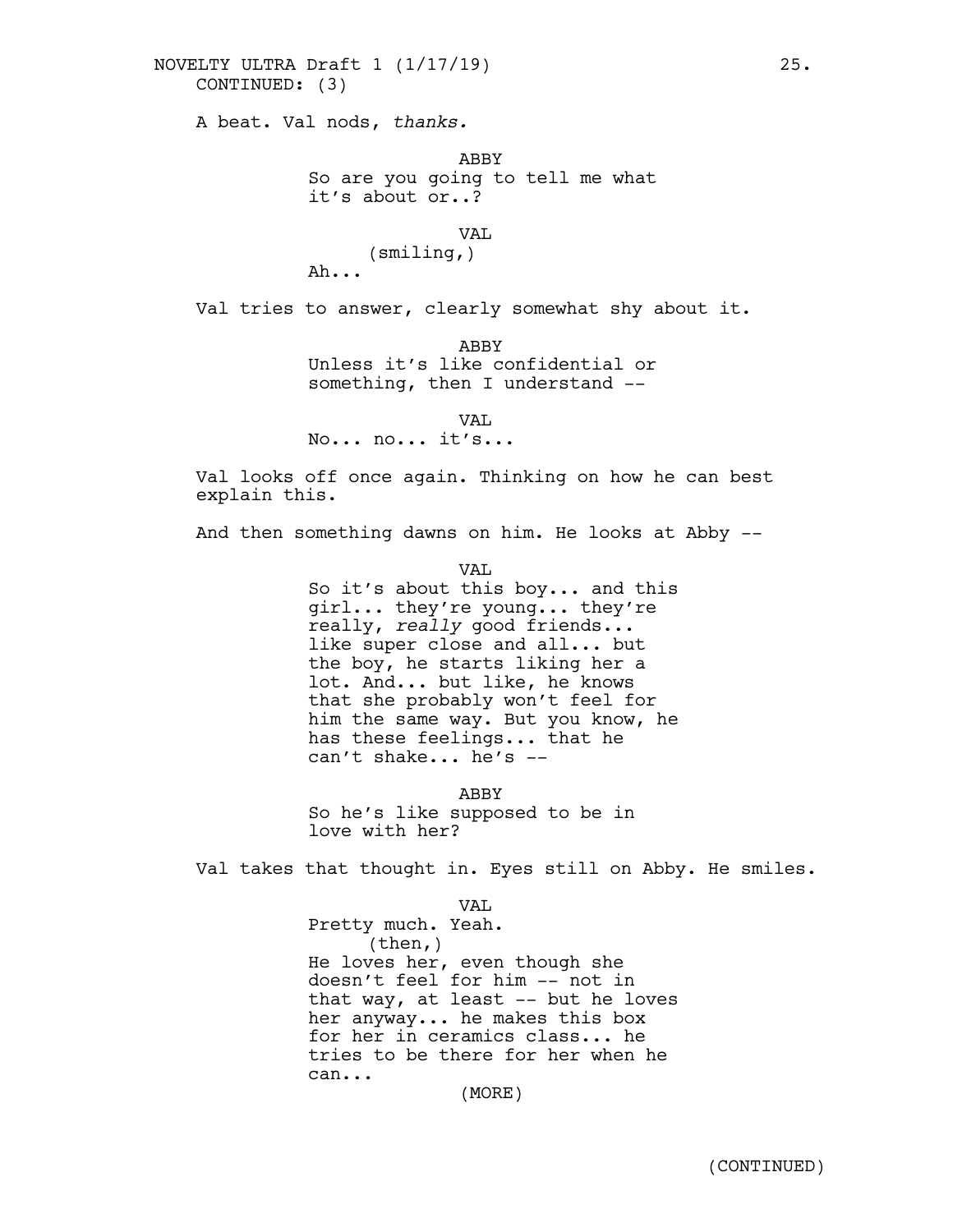CONTINUED: (3)

A beat. Val nods, *thanks.*

ABBY
So are you going to tell me what it's about or..?

VAL
(smiling,)
Ah...

Val tries to answer, clearly somewhat shy about it.

ABBY
Unless it's like confidential or something, then I understand --

VAL
No... no... it's...

Val looks off once again. Thinking on how he can best explain this.

And then something dawns on him. He looks at Abby --

VAL
So it's about this boy... and this girl... they're young... they're really, *really* good friends... like super close and all... but the boy, he starts liking her a lot. And... but like, he knows that she probably won't feel for him the same way. But you know, he has these feelings... that he can't shake... he's --

ABBY
So he's like supposed to be in love with her?

Val takes that thought in. Eyes still on Abby. He smiles.

VAL
Pretty much. Yeah.
(then,)
He loves her, even though she doesn't feel for him -- not in that way, at least -- but he loves her anyway... he makes this box for her in ceramics class... he tries to be there for her when he can...
(MORE)

(CONTINUED)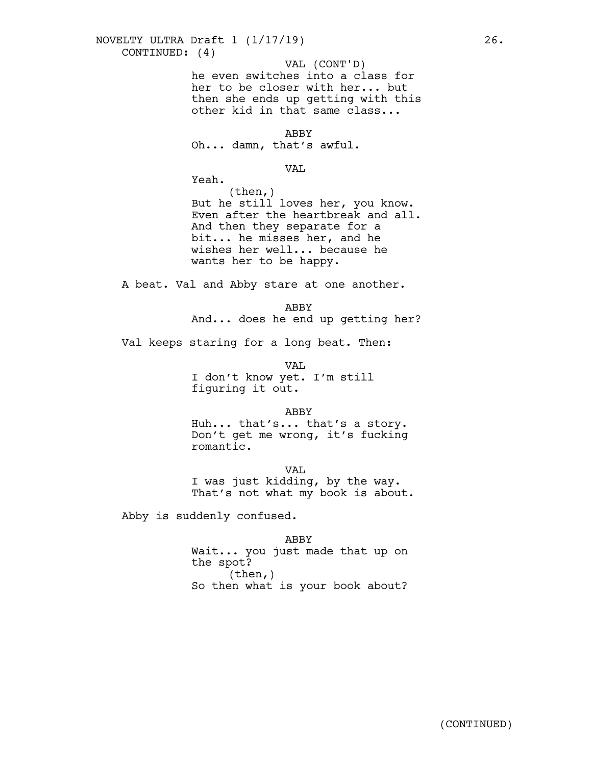CONTINUED: (4)

VAL (CONT'D)

he even switches into a class for her to be closer with her... but then she ends up getting with this other kid in that same class...

ABBY

Oh... damn, that's awful.

VAL

Yeah.

(then,)

But he still loves her, you know. Even after the heartbreak and all. And then they separate for a bit... he misses her, and he wishes her well... because he wants her to be happy.

A beat. Val and Abby stare at one another.

ABBY

And... does he end up getting her?

Val keeps staring for a long beat. Then:

VAL

I don't know yet. I'm still figuring it out.

ABBY

Huh... that's... that's a story. Don't get me wrong, it's fucking romantic.

VAL

I was just kidding, by the way. That's not what my book is about.

Abby is suddenly confused.

ABBY

Wait... you just made that up on the spot?

(then,)

So then what is your book about?

(CONTINUED)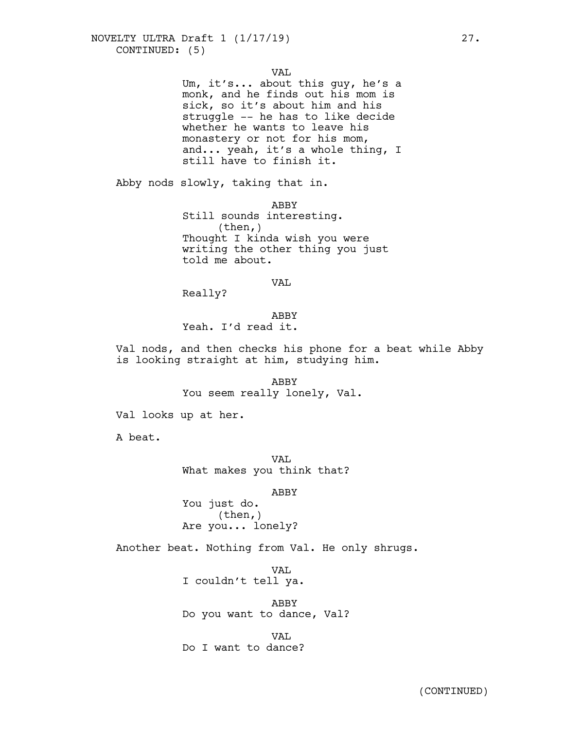CONTINUED: (5)

VAL
Um, it's... about this guy, he's a monk, and he finds out his mom is sick, so it's about him and his struggle -- he has to like decide whether he wants to leave his monastery or not for his mom, and... yeah, it's a whole thing, I still have to finish it.

Abby nods slowly, taking that in.

ABBY
Still sounds interesting.
(then,)
Thought I kinda wish you were writing the other thing you just told me about.

VAL
Really?

ABBY
Yeah. I'd read it.

Val nods, and then checks his phone for a beat while Abby is looking straight at him, studying him.

ABBY
You seem really lonely, Val.

Val looks up at her.

A beat.

VAL
What makes you think that?

ABBY
You just do.
(then,)
Are you... lonely?

Another beat. Nothing from Val. He only shrugs.

VAL
I couldn't tell ya.

ABBY
Do you want to dance, Val?

VAL
Do I want to dance?

(CONTINUED)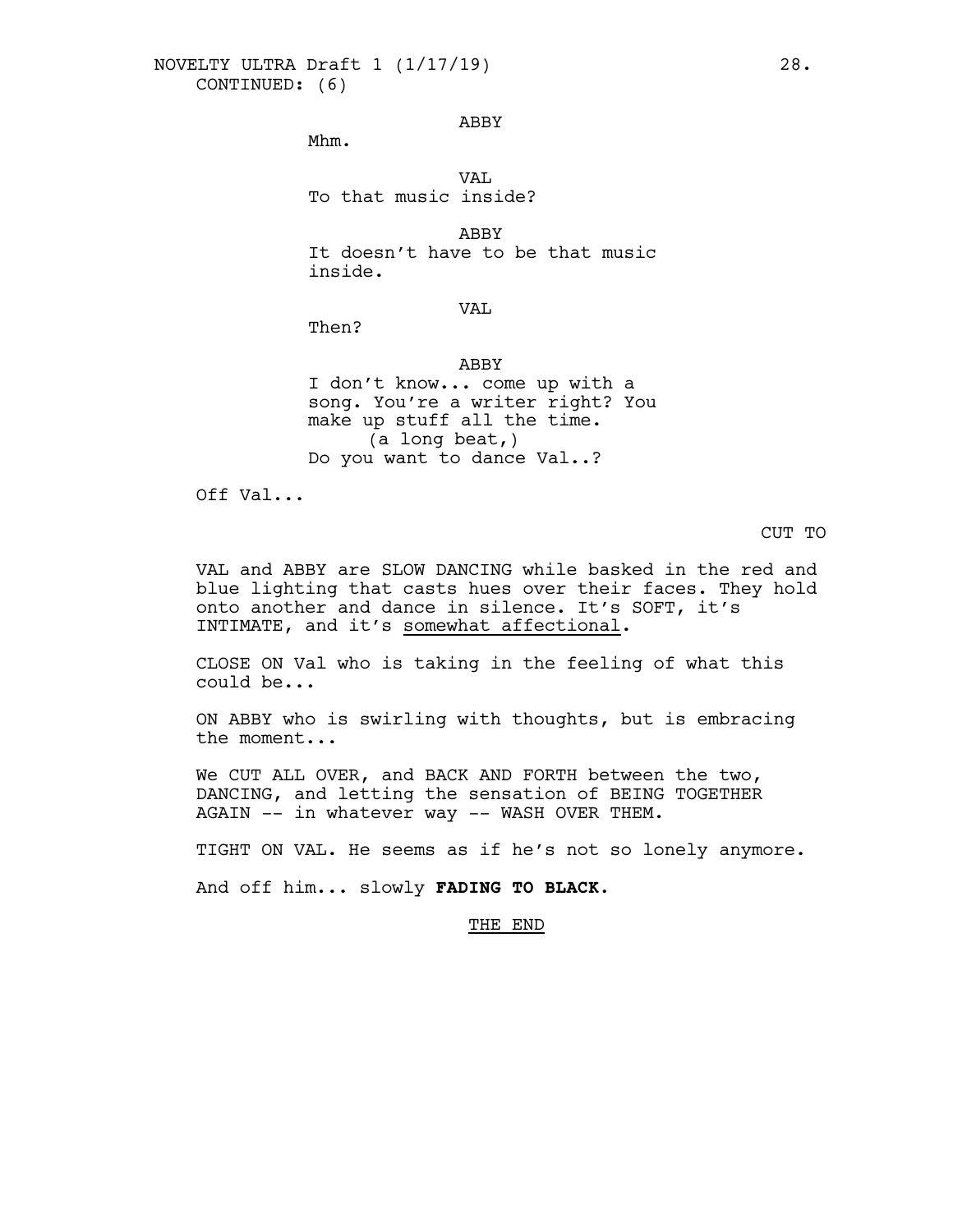CONTINUED: (6)

ABBY

Mhm.

VAL

To that music inside?

ABBY

It doesn’t have to be that music inside.

VAL

Then?

ABBY

I don’t know... come up with a song. You’re a writer right? You make up stuff all the time.

(a long beat,)

Do you want to dance Val..?

Off Val...

CUT TO

VAL and ABBY are SLOW DANCING while basked in the red and blue lighting that casts hues over their faces. They hold onto another and dance in silence. It’s SOFT, it’s INTIMATE, and it’s <u>somewhat affectional</u>.

CLOSE ON Val who is taking in the feeling of what this could be...

ON ABBY who is swirling with thoughts, but is embracing the moment...

We CUT ALL OVER, and BACK AND FORTH between the two, DANCING, and letting the sensation of BEING TOGETHER AGAIN -- in whatever way -- WASH OVER THEM.

TIGHT ON VAL. He seems as if he’s not so lonely anymore.

And off him... slowly **FADING TO BLACK.**

<u>THE END</u>